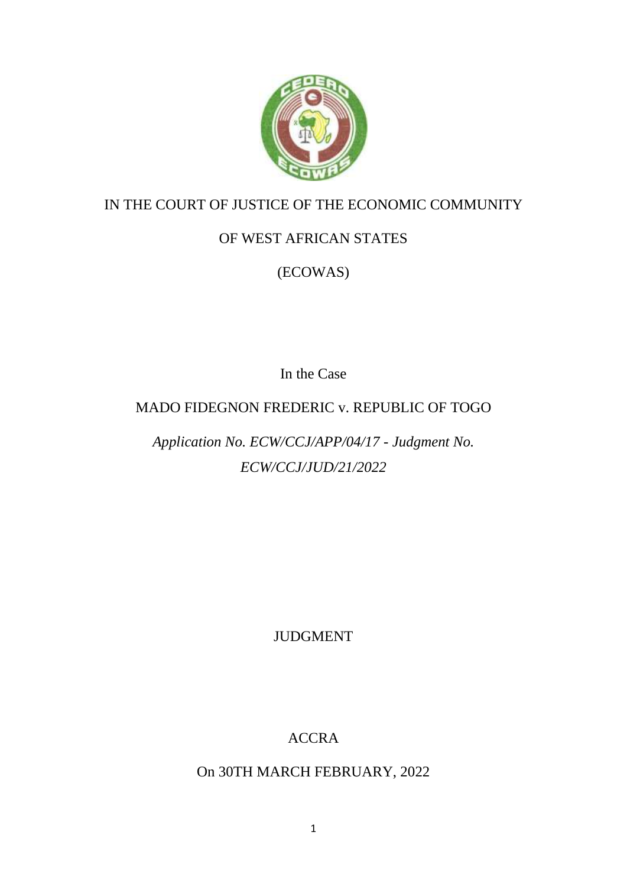IN THE COURT OF JUSTICE OF THE ECONOMIC COMMUNITY

OF WEST AFRICAN STATES

(ECOWAS)

In the Case

MADO FIDEGNON FREDERIC v. REPUBLIC OF TOGO

*Application No. ECW/CCJ/APP/04/17 - Judgment No. ECW/CCJ/JUD/21/2022*

JUDGMENT

ACCRA

On 30TH MARCH FEBRUARY, 2022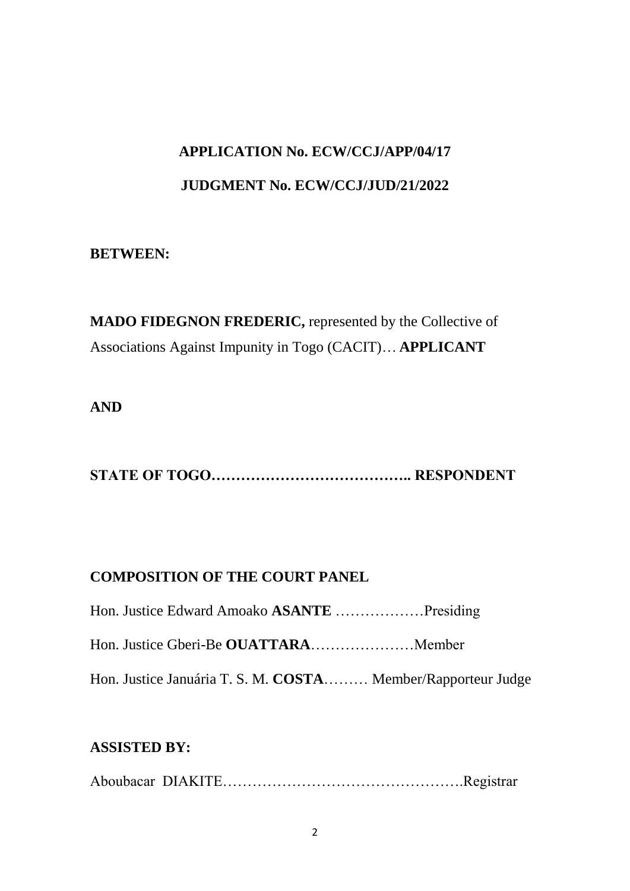**APPLICATION No. ECW/CCJ/APP/04/17**

**JUDGMENT No. ECW/CCJ/JUD/21/2022**

**BETWEEN:**

**MADO FIDEGNON FREDERIC,** represented by the Collective of Associations Against Impunity in Togo (CACIT)… **APPLICANT**

**AND**

**STATE OF TOGO………………………………….. RESPONDENT**

**COMPOSITION OF THE COURT PANEL**

Hon. Justice Edward Amoako **ASANTE** ………………Presiding

Hon. Justice Gberi-Be **OUATTARA**…………………Member

Hon. Justice Januária T. S. M. **COSTA**……… Member/Rapporteur Judge

**ASSISTED BY:**

Aboubacar DIAKITE………………………………………….Registrar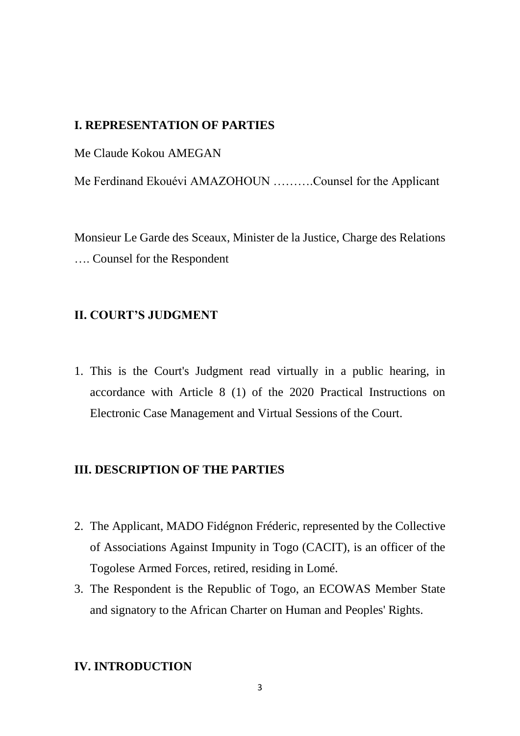## I. REPRESENTATION OF PARTIES

Me Claude Kokou AMEGAN

Me Ferdinand Ekouévi AMAZOHOUN ……….Counsel for the Applicant

Monsieur Le Garde des Sceaux, Minister de la Justice, Charge des Relations …. Counsel for the Respondent

## II. COURT'S JUDGMENT

1. This is the Court's Judgment read virtually in a public hearing, in accordance with Article 8 (1) of the 2020 Practical Instructions on Electronic Case Management and Virtual Sessions of the Court.

## III. DESCRIPTION OF THE PARTIES

2. The Applicant, MADO Fidégnon Fréderic, represented by the Collective of Associations Against Impunity in Togo (CACIT), is an officer of the Togolese Armed Forces, retired, residing in Lomé.
3. The Respondent is the Republic of Togo, an ECOWAS Member State and signatory to the African Charter on Human and Peoples' Rights.

## IV. INTRODUCTION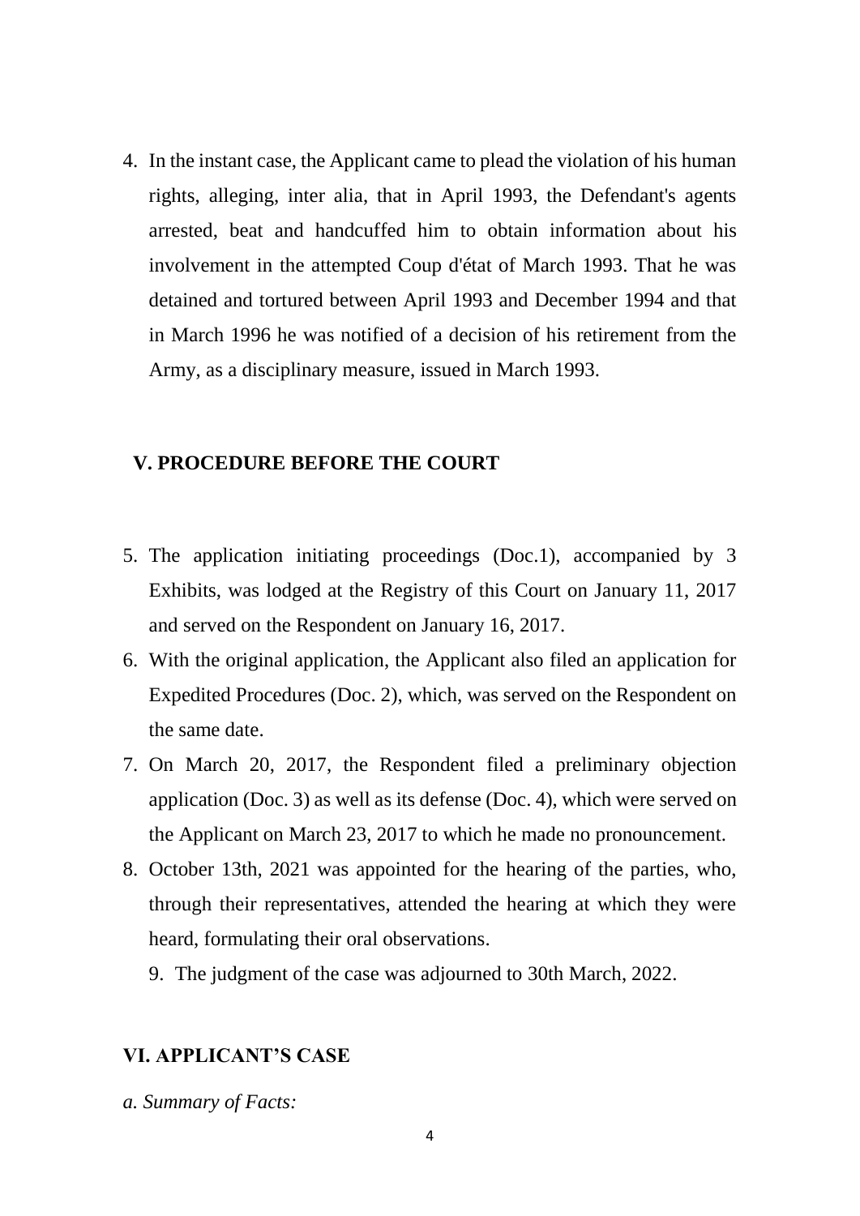4. In the instant case, the Applicant came to plead the violation of his human rights, alleging, inter alia, that in April 1993, the Defendant's agents arrested, beat and handcuffed him to obtain information about his involvement in the attempted Coup d'état of March 1993. That he was detained and tortured between April 1993 and December 1994 and that in March 1996 he was notified of a decision of his retirement from the Army, as a disciplinary measure, issued in March 1993.

## V. PROCEDURE BEFORE THE COURT

5. The application initiating proceedings (Doc.1), accompanied by 3 Exhibits, was lodged at the Registry of this Court on January 11, 2017 and served on the Respondent on January 16, 2017.
6. With the original application, the Applicant also filed an application for Expedited Procedures (Doc. 2), which, was served on the Respondent on the same date.
7. On March 20, 2017, the Respondent filed a preliminary objection application (Doc. 3) as well as its defense (Doc. 4), which were served on the Applicant on March 23, 2017 to which he made no pronouncement.
8. October 13th, 2021 was appointed for the hearing of the parties, who, through their representatives, attended the hearing at which they were heard, formulating their oral observations.
9. The judgment of the case was adjourned to 30th March, 2022.

## VI. APPLICANT'S CASE

*a. Summary of Facts:*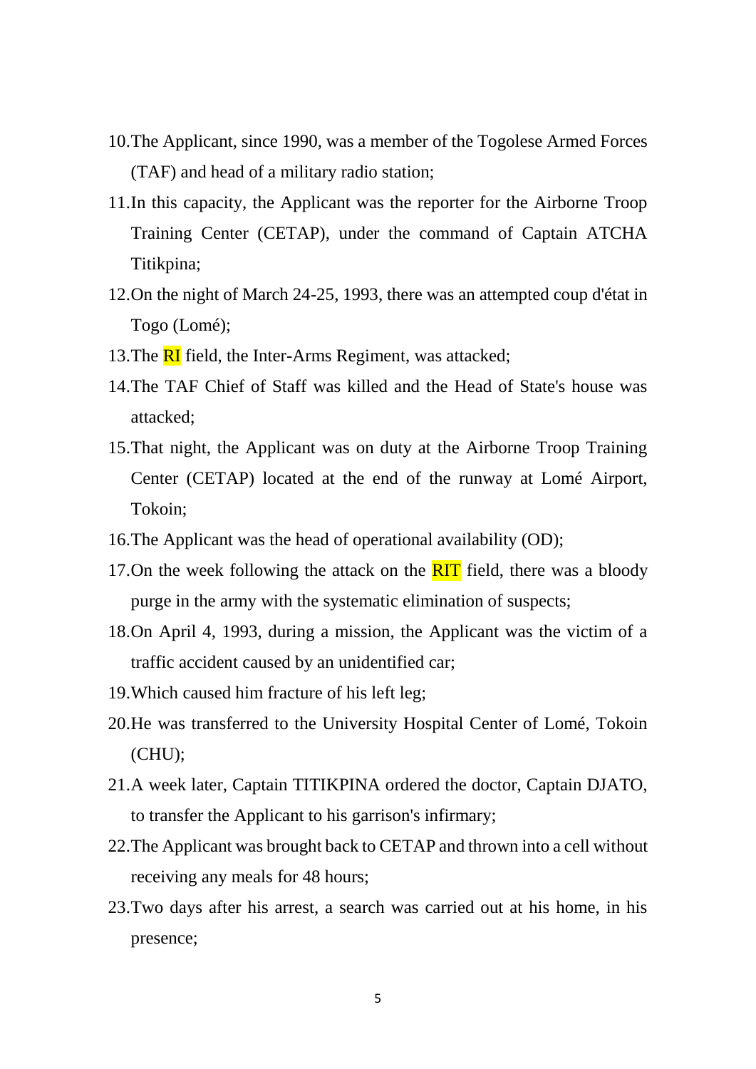10. The Applicant, since 1990, was a member of the Togolese Armed Forces (TAF) and head of a military radio station;
11. In this capacity, the Applicant was the reporter for the Airborne Troop Training Center (CETAP), under the command of Captain ATCHA Titikpina;
12. On the night of March 24-25, 1993, there was an attempted coup d'état in Togo (Lomé);
13. The RI field, the Inter-Arms Regiment, was attacked;
14. The TAF Chief of Staff was killed and the Head of State's house was attacked;
15. That night, the Applicant was on duty at the Airborne Troop Training Center (CETAP) located at the end of the runway at Lomé Airport, Tokoin;
16. The Applicant was the head of operational availability (OD);
17. On the week following the attack on the RIT field, there was a bloody purge in the army with the systematic elimination of suspects;
18. On April 4, 1993, during a mission, the Applicant was the victim of a traffic accident caused by an unidentified car;
19. Which caused him fracture of his left leg;
20. He was transferred to the University Hospital Center of Lomé, Tokoin (CHU);
21. A week later, Captain TITIKPINA ordered the doctor, Captain DJATO, to transfer the Applicant to his garrison's infirmary;
22. The Applicant was brought back to CETAP and thrown into a cell without receiving any meals for 48 hours;
23. Two days after his arrest, a search was carried out at his home, in his presence;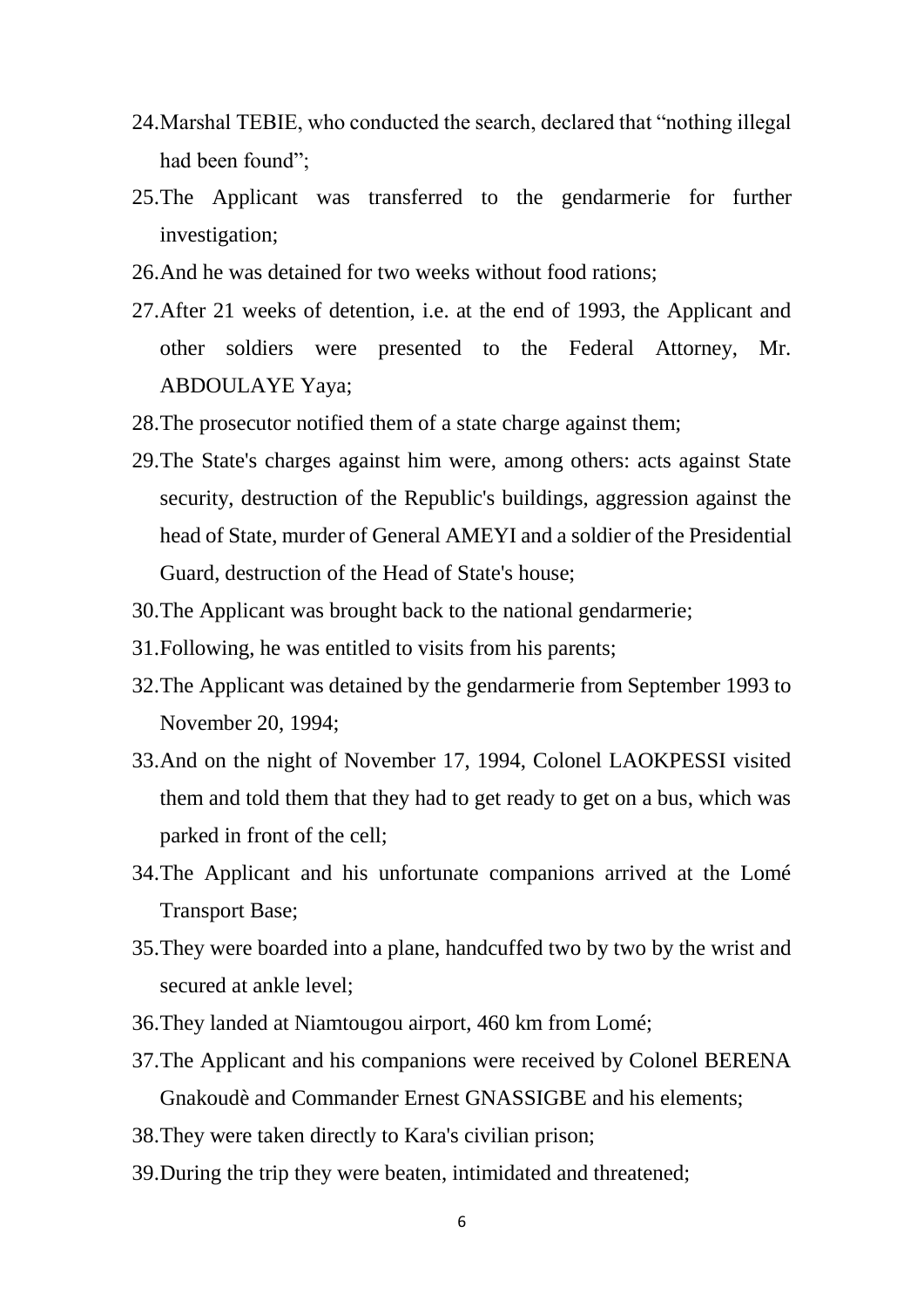24. Marshal TEBIE, who conducted the search, declared that "nothing illegal had been found";
25. The Applicant was transferred to the gendarmerie for further investigation;
26. And he was detained for two weeks without food rations;
27. After 21 weeks of detention, i.e. at the end of 1993, the Applicant and other soldiers were presented to the Federal Attorney, Mr. ABDOULAYE Yaya;
28. The prosecutor notified them of a state charge against them;
29. The State's charges against him were, among others: acts against State security, destruction of the Republic's buildings, aggression against the head of State, murder of General AMEYI and a soldier of the Presidential Guard, destruction of the Head of State's house;
30. The Applicant was brought back to the national gendarmerie;
31. Following, he was entitled to visits from his parents;
32. The Applicant was detained by the gendarmerie from September 1993 to November 20, 1994;
33. And on the night of November 17, 1994, Colonel LAOKPESSI visited them and told them that they had to get ready to get on a bus, which was parked in front of the cell;
34. The Applicant and his unfortunate companions arrived at the Lomé Transport Base;
35. They were boarded into a plane, handcuffed two by two by the wrist and secured at ankle level;
36. They landed at Niamtougou airport, 460 km from Lomé;
37. The Applicant and his companions were received by Colonel BERENA Gnakoudè and Commander Ernest GNASSIGBE and his elements;
38. They were taken directly to Kara's civilian prison;
39. During the trip they were beaten, intimidated and threatened;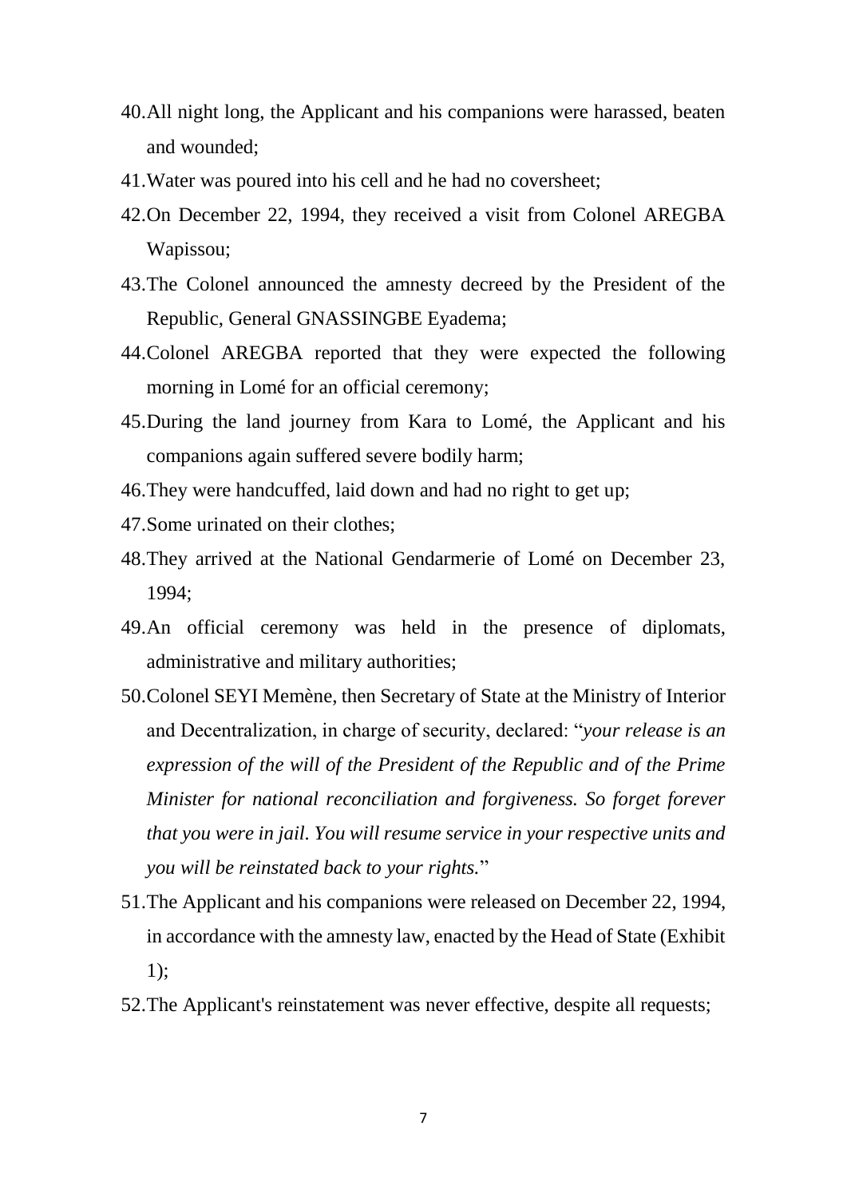40. All night long, the Applicant and his companions were harassed, beaten and wounded;
41. Water was poured into his cell and he had no coversheet;
42. On December 22, 1994, they received a visit from Colonel AREGBA Wapissou;
43. The Colonel announced the amnesty decreed by the President of the Republic, General GNASSINGBE Eyadema;
44. Colonel AREGBA reported that they were expected the following morning in Lomé for an official ceremony;
45. During the land journey from Kara to Lomé, the Applicant and his companions again suffered severe bodily harm;
46. They were handcuffed, laid down and had no right to get up;
47. Some urinated on their clothes;
48. They arrived at the National Gendarmerie of Lomé on December 23, 1994;
49. An official ceremony was held in the presence of diplomats, administrative and military authorities;
50. Colonel SEYI Memène, then Secretary of State at the Ministry of Interior and Decentralization, in charge of security, declared: "*your release is an expression of the will of the President of the Republic and of the Prime Minister for national reconciliation and forgiveness. So forget forever that you were in jail. You will resume service in your respective units and you will be reinstated back to your rights.*"
51. The Applicant and his companions were released on December 22, 1994, in accordance with the amnesty law, enacted by the Head of State (Exhibit 1);
52. The Applicant's reinstatement was never effective, despite all requests;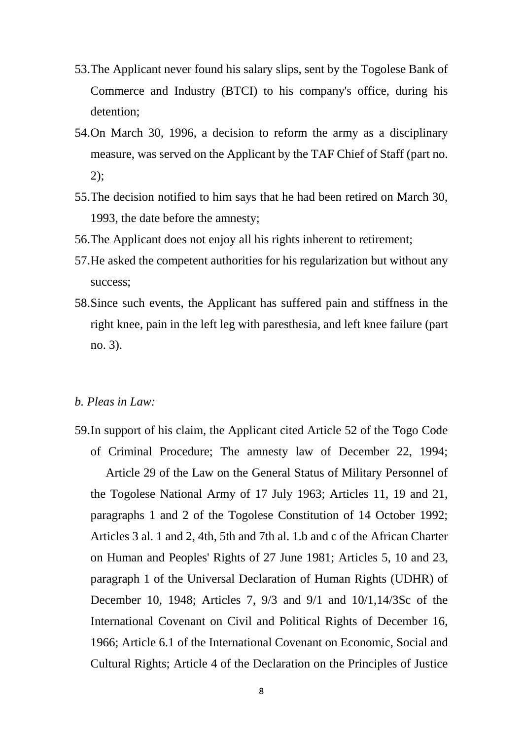53. The Applicant never found his salary slips, sent by the Togolese Bank of Commerce and Industry (BTCI) to his company's office, during his detention;

54. On March 30, 1996, a decision to reform the army as a disciplinary measure, was served on the Applicant by the TAF Chief of Staff (part no. 2);

55. The decision notified to him says that he had been retired on March 30, 1993, the date before the amnesty;

56. The Applicant does not enjoy all his rights inherent to retirement;

57. He asked the competent authorities for his regularization but without any success;

58. Since such events, the Applicant has suffered pain and stiffness in the right knee, pain in the left leg with paresthesia, and left knee failure (part no. 3).

*b. Pleas in Law:*

59. In support of his claim, the Applicant cited Article 52 of the Togo Code of Criminal Procedure; The amnesty law of December 22, 1994; Article 29 of the Law on the General Status of Military Personnel of the Togolese National Army of 17 July 1963; Articles 11, 19 and 21, paragraphs 1 and 2 of the Togolese Constitution of 14 October 1992; Articles 3 al. 1 and 2, 4th, 5th and 7th al. 1.b and c of the African Charter on Human and Peoples' Rights of 27 June 1981; Articles 5, 10 and 23, paragraph 1 of the Universal Declaration of Human Rights (UDHR) of December 10, 1948; Articles 7, 9/3 and 9/1 and 10/1,14/3Sc of the International Covenant on Civil and Political Rights of December 16, 1966; Article 6.1 of the International Covenant on Economic, Social and Cultural Rights; Article 4 of the Declaration on the Principles of Justice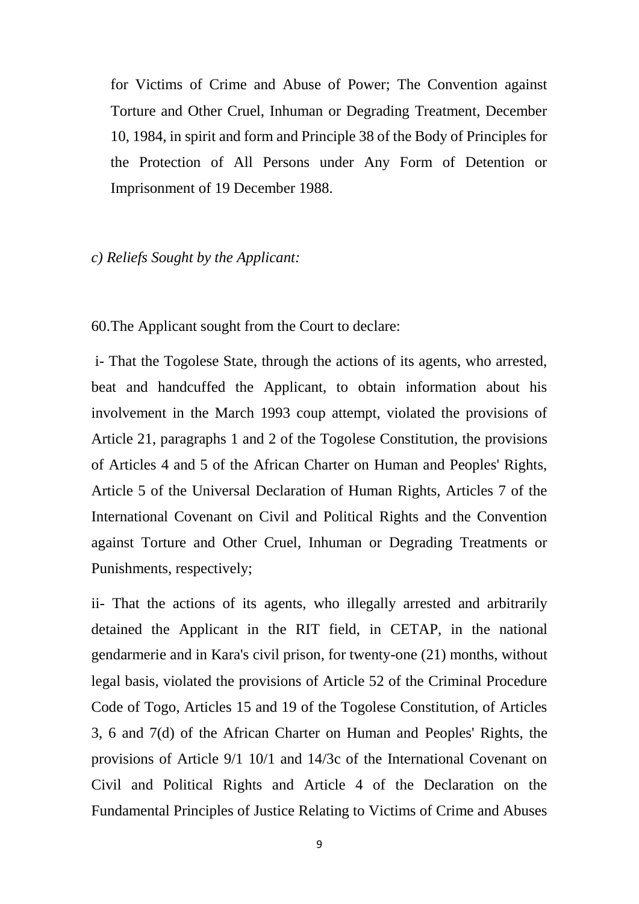for Victims of Crime and Abuse of Power; The Convention against Torture and Other Cruel, Inhuman or Degrading Treatment, December 10, 1984, in spirit and form and Principle 38 of the Body of Principles for the Protection of All Persons under Any Form of Detention or Imprisonment of 19 December 1988.

*c) Reliefs Sought by the Applicant:*

60. The Applicant sought from the Court to declare:

i- That the Togolese State, through the actions of its agents, who arrested, beat and handcuffed the Applicant, to obtain information about his involvement in the March 1993 coup attempt, violated the provisions of Article 21, paragraphs 1 and 2 of the Togolese Constitution, the provisions of Articles 4 and 5 of the African Charter on Human and Peoples' Rights, Article 5 of the Universal Declaration of Human Rights, Articles 7 of the International Covenant on Civil and Political Rights and the Convention against Torture and Other Cruel, Inhuman or Degrading Treatments or Punishments, respectively;

ii- That the actions of its agents, who illegally arrested and arbitrarily detained the Applicant in the RIT field, in CETAP, in the national gendarmerie and in Kara's civil prison, for twenty-one (21) months, without legal basis, violated the provisions of Article 52 of the Criminal Procedure Code of Togo, Articles 15 and 19 of the Togolese Constitution, of Articles 3, 6 and 7(d) of the African Charter on Human and Peoples' Rights, the provisions of Article 9/1 10/1 and 14/3c of the International Covenant on Civil and Political Rights and Article 4 of the Declaration on the Fundamental Principles of Justice Relating to Victims of Crime and Abuses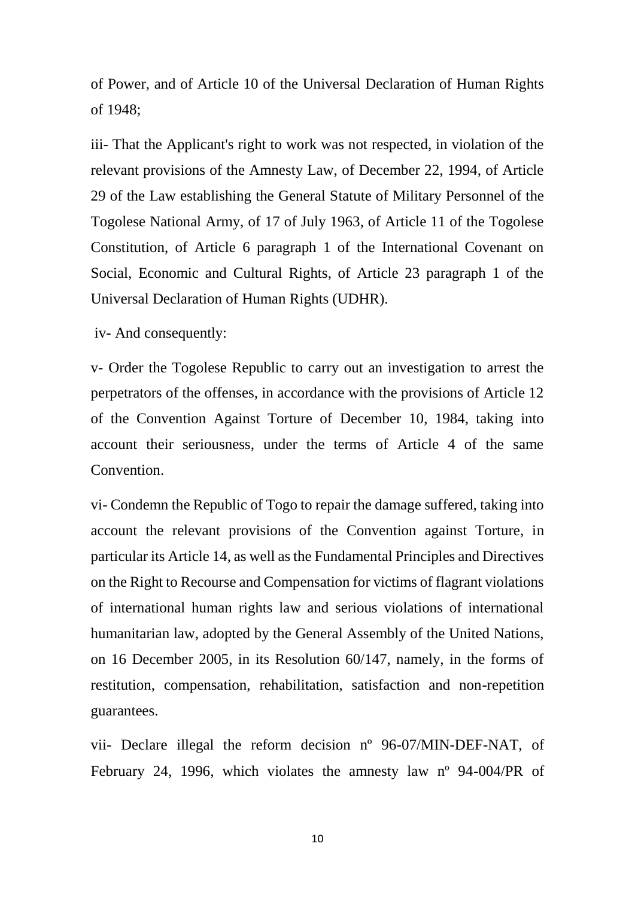of Power, and of Article 10 of the Universal Declaration of Human Rights of 1948;

iii- That the Applicant's right to work was not respected, in violation of the relevant provisions of the Amnesty Law, of December 22, 1994, of Article 29 of the Law establishing the General Statute of Military Personnel of the Togolese National Army, of 17 of July 1963, of Article 11 of the Togolese Constitution, of Article 6 paragraph 1 of the International Covenant on Social, Economic and Cultural Rights, of Article 23 paragraph 1 of the Universal Declaration of Human Rights (UDHR).

iv- And consequently:

v- Order the Togolese Republic to carry out an investigation to arrest the perpetrators of the offenses, in accordance with the provisions of Article 12 of the Convention Against Torture of December 10, 1984, taking into account their seriousness, under the terms of Article 4 of the same Convention.

vi- Condemn the Republic of Togo to repair the damage suffered, taking into account the relevant provisions of the Convention against Torture, in particular its Article 14, as well as the Fundamental Principles and Directives on the Right to Recourse and Compensation for victims of flagrant violations of international human rights law and serious violations of international humanitarian law, adopted by the General Assembly of the United Nations, on 16 December 2005, in its Resolution 60/147, namely, in the forms of restitution, compensation, rehabilitation, satisfaction and non-repetition guarantees.

vii- Declare illegal the reform decision nº 96-07/MIN-DEF-NAT, of February 24, 1996, which violates the amnesty law nº 94-004/PR of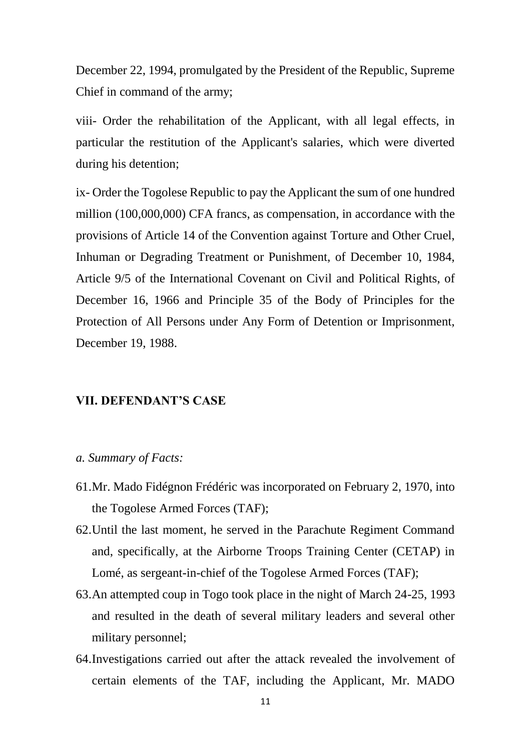December 22, 1994, promulgated by the President of the Republic, Supreme Chief in command of the army;

viii- Order the rehabilitation of the Applicant, with all legal effects, in particular the restitution of the Applicant's salaries, which were diverted during his detention;

ix- Order the Togolese Republic to pay the Applicant the sum of one hundred million (100,000,000) CFA francs, as compensation, in accordance with the provisions of Article 14 of the Convention against Torture and Other Cruel, Inhuman or Degrading Treatment or Punishment, of December 10, 1984, Article 9/5 of the International Covenant on Civil and Political Rights, of December 16, 1966 and Principle 35 of the Body of Principles for the Protection of All Persons under Any Form of Detention or Imprisonment, December 19, 1988.

## VII. DEFENDANT'S CASE

*a. Summary of Facts:*

61. Mr. Mado Fidégnon Frédéric was incorporated on February 2, 1970, into the Togolese Armed Forces (TAF);
62. Until the last moment, he served in the Parachute Regiment Command and, specifically, at the Airborne Troops Training Center (CETAP) in Lomé, as sergeant-in-chief of the Togolese Armed Forces (TAF);
63. An attempted coup in Togo took place in the night of March 24-25, 1993 and resulted in the death of several military leaders and several other military personnel;
64. Investigations carried out after the attack revealed the involvement of certain elements of the TAF, including the Applicant, Mr. MADO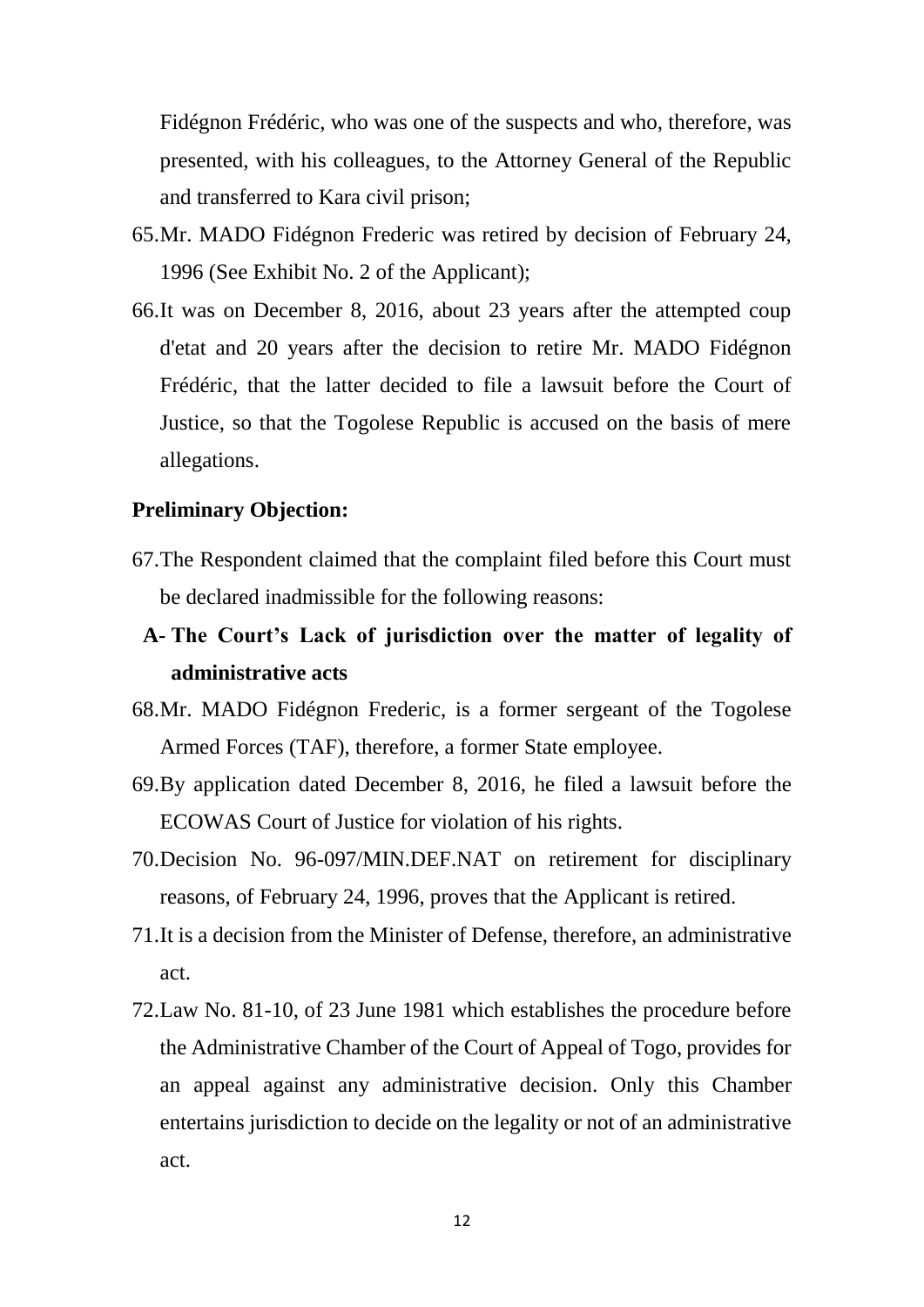Fidégnon Frédéric, who was one of the suspects and who, therefore, was presented, with his colleagues, to the Attorney General of the Republic and transferred to Kara civil prison;

65. Mr. MADO Fidégnon Frederic was retired by decision of February 24, 1996 (See Exhibit No. 2 of the Applicant);

66. It was on December 8, 2016, about 23 years after the attempted coup d'etat and 20 years after the decision to retire Mr. MADO Fidégnon Frédéric, that the latter decided to file a lawsuit before the Court of Justice, so that the Togolese Republic is accused on the basis of mere allegations.

**Preliminary Objection:**

67. The Respondent claimed that the complaint filed before this Court must be declared inadmissible for the following reasons:

**A- The Court's Lack of jurisdiction over the matter of legality of administrative acts**

68. Mr. MADO Fidégnon Frederic, is a former sergeant of the Togolese Armed Forces (TAF), therefore, a former State employee.

69. By application dated December 8, 2016, he filed a lawsuit before the ECOWAS Court of Justice for violation of his rights.

70. Decision No. 96-097/MIN.DEF.NAT on retirement for disciplinary reasons, of February 24, 1996, proves that the Applicant is retired.

71. It is a decision from the Minister of Defense, therefore, an administrative act.

72. Law No. 81-10, of 23 June 1981 which establishes the procedure before the Administrative Chamber of the Court of Appeal of Togo, provides for an appeal against any administrative decision. Only this Chamber entertains jurisdiction to decide on the legality or not of an administrative act.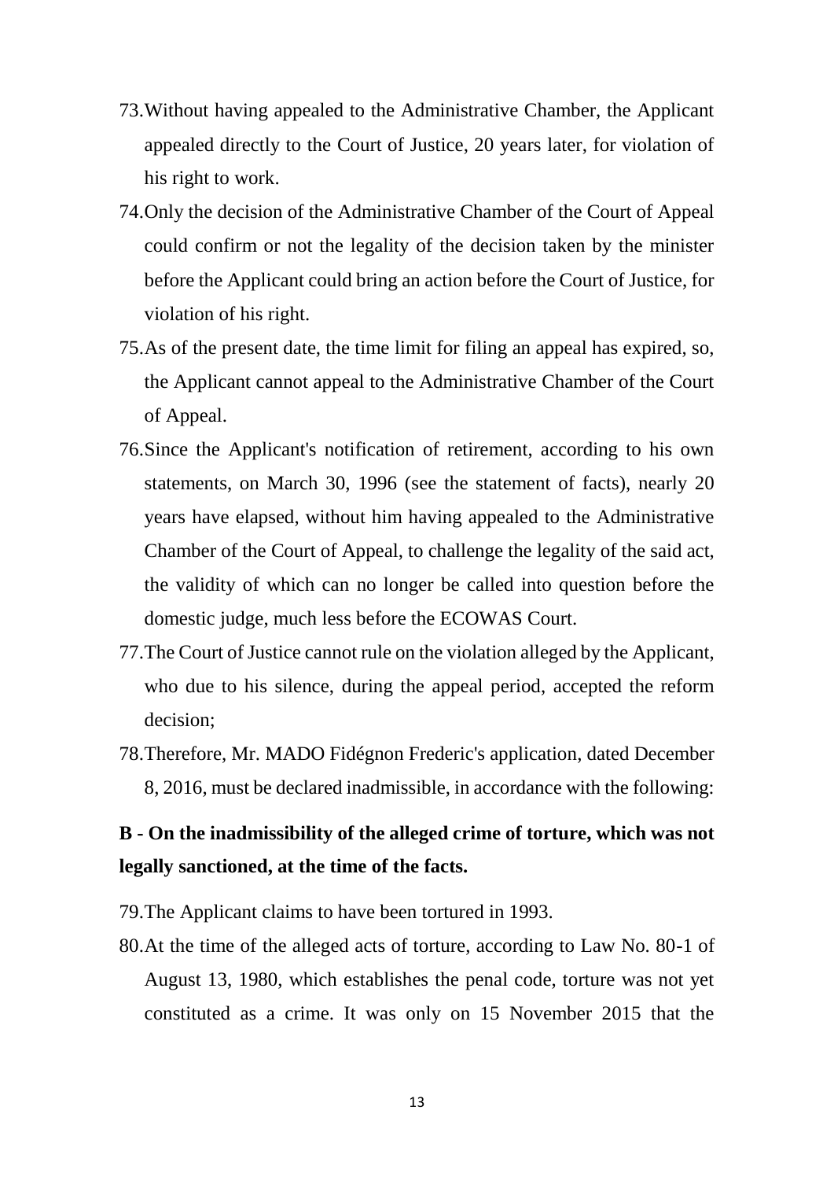73. Without having appealed to the Administrative Chamber, the Applicant appealed directly to the Court of Justice, 20 years later, for violation of his right to work.
74. Only the decision of the Administrative Chamber of the Court of Appeal could confirm or not the legality of the decision taken by the minister before the Applicant could bring an action before the Court of Justice, for violation of his right.
75. As of the present date, the time limit for filing an appeal has expired, so, the Applicant cannot appeal to the Administrative Chamber of the Court of Appeal.
76. Since the Applicant's notification of retirement, according to his own statements, on March 30, 1996 (see the statement of facts), nearly 20 years have elapsed, without him having appealed to the Administrative Chamber of the Court of Appeal, to challenge the legality of the said act, the validity of which can no longer be called into question before the domestic judge, much less before the ECOWAS Court.
77. The Court of Justice cannot rule on the violation alleged by the Applicant, who due to his silence, during the appeal period, accepted the reform decision;
78. Therefore, Mr. MADO Fidégnon Frederic's application, dated December 8, 2016, must be declared inadmissible, in accordance with the following:

**B - On the inadmissibility of the alleged crime of torture, which was not legally sanctioned, at the time of the facts.**

79. The Applicant claims to have been tortured in 1993.
80. At the time of the alleged acts of torture, according to Law No. 80-1 of August 13, 1980, which establishes the penal code, torture was not yet constituted as a crime. It was only on 15 November 2015 that the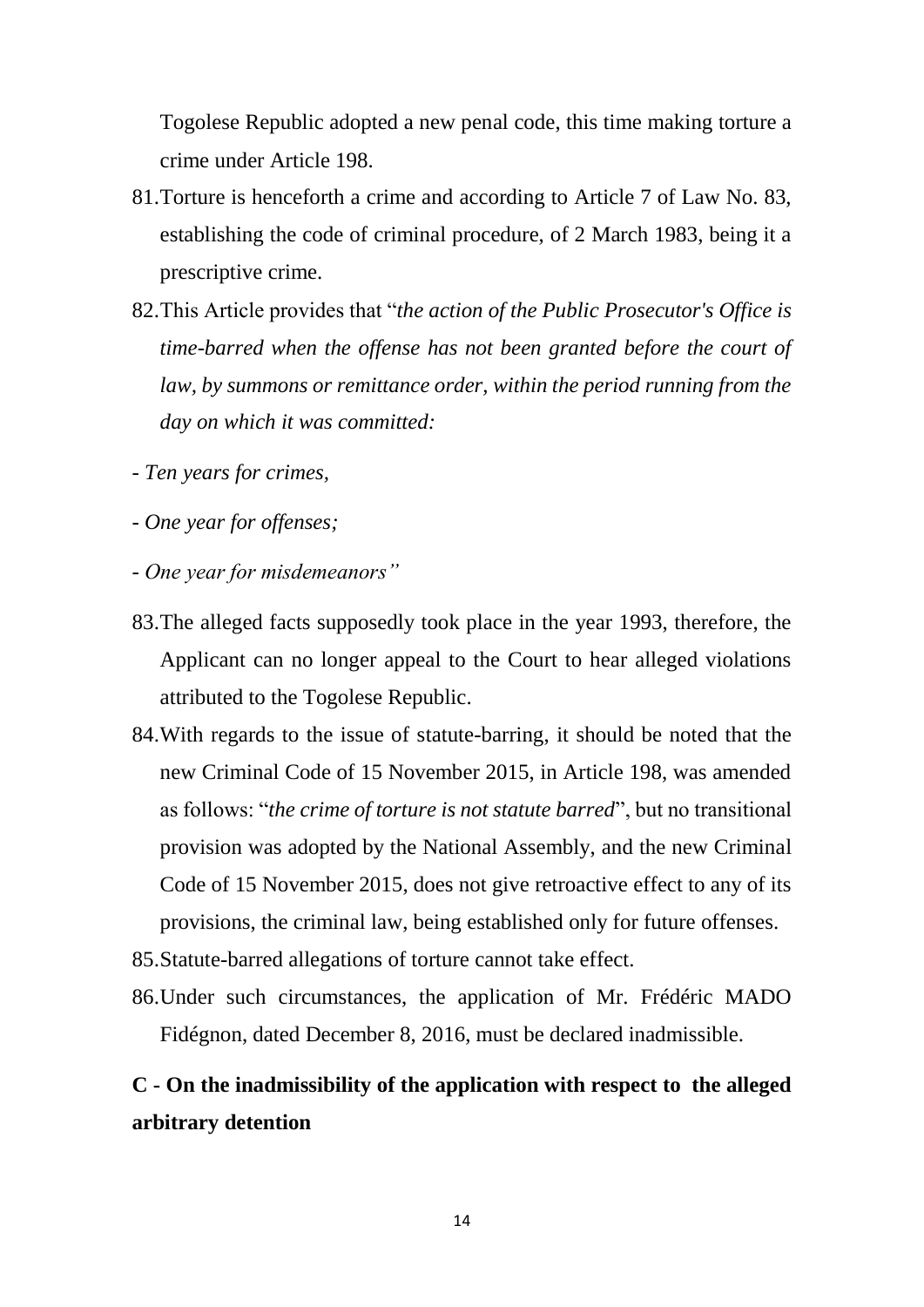Togolese Republic adopted a new penal code, this time making torture a crime under Article 198.

81. Torture is henceforth a crime and according to Article 7 of Law No. 83, establishing the code of criminal procedure, of 2 March 1983, being it a prescriptive crime.

82. This Article provides that "*the action of the Public Prosecutor's Office is time-barred when the offense has not been granted before the court of law, by summons or remittance order, within the period running from the day on which it was committed:*

- *Ten years for crimes,*

- *One year for offenses;*

- *One year for misdemeanors"*

83. The alleged facts supposedly took place in the year 1993, therefore, the Applicant can no longer appeal to the Court to hear alleged violations attributed to the Togolese Republic.

84. With regards to the issue of statute-barring, it should be noted that the new Criminal Code of 15 November 2015, in Article 198, was amended as follows: "*the crime of torture is not statute barred*", but no transitional provision was adopted by the National Assembly, and the new Criminal Code of 15 November 2015, does not give retroactive effect to any of its provisions, the criminal law, being established only for future offenses.

85. Statute-barred allegations of torture cannot take effect.

86. Under such circumstances, the application of Mr. Frédéric MADO Fidégnon, dated December 8, 2016, must be declared inadmissible.

## C - On the inadmissibility of the application with respect to the alleged arbitrary detention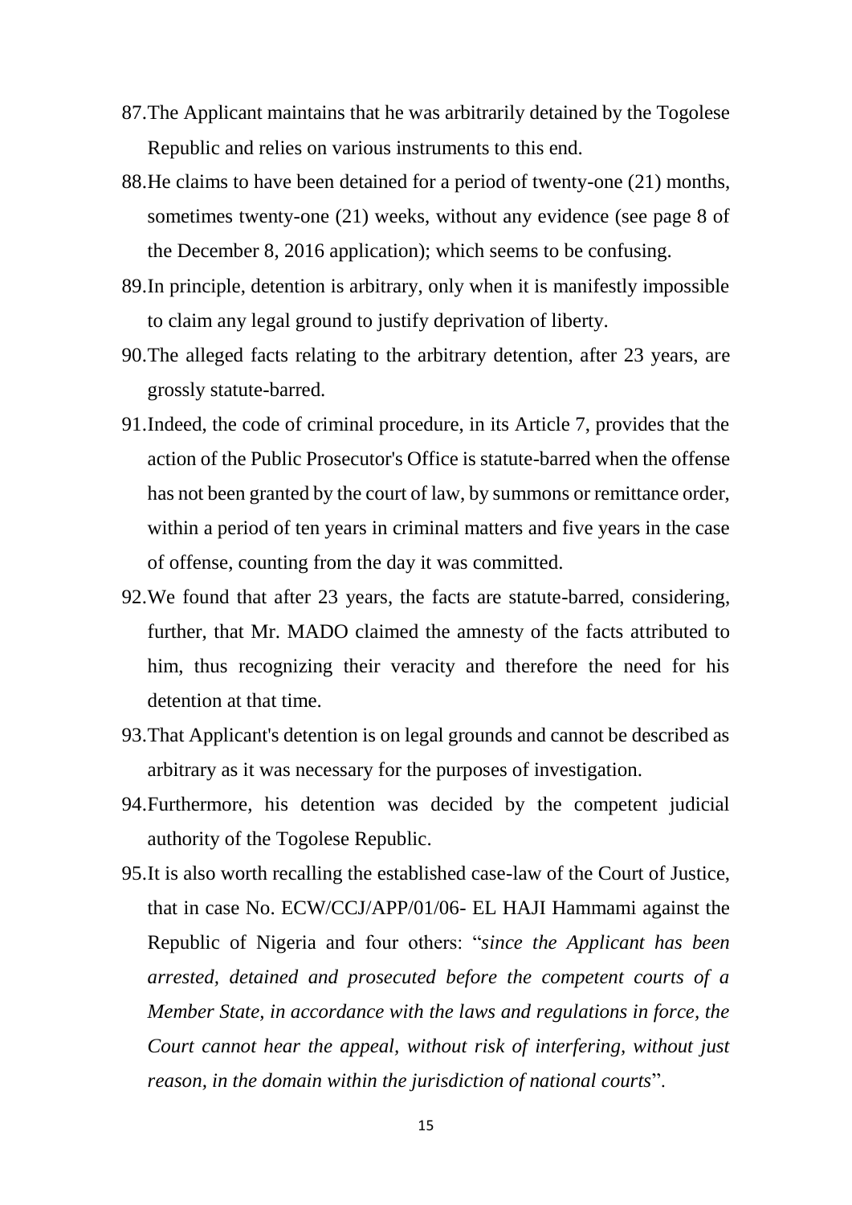87. The Applicant maintains that he was arbitrarily detained by the Togolese Republic and relies on various instruments to this end.

88. He claims to have been detained for a period of twenty-one (21) months, sometimes twenty-one (21) weeks, without any evidence (see page 8 of the December 8, 2016 application); which seems to be confusing.

89. In principle, detention is arbitrary, only when it is manifestly impossible to claim any legal ground to justify deprivation of liberty.

90. The alleged facts relating to the arbitrary detention, after 23 years, are grossly statute-barred.

91. Indeed, the code of criminal procedure, in its Article 7, provides that the action of the Public Prosecutor's Office is statute-barred when the offense has not been granted by the court of law, by summons or remittance order, within a period of ten years in criminal matters and five years in the case of offense, counting from the day it was committed.

92. We found that after 23 years, the facts are statute-barred, considering, further, that Mr. MADO claimed the amnesty of the facts attributed to him, thus recognizing their veracity and therefore the need for his detention at that time.

93. That Applicant's detention is on legal grounds and cannot be described as arbitrary as it was necessary for the purposes of investigation.

94. Furthermore, his detention was decided by the competent judicial authority of the Togolese Republic.

95. It is also worth recalling the established case-law of the Court of Justice, that in case No. ECW/CCJ/APP/01/06- EL HAJI Hammami against the Republic of Nigeria and four others: "*since the Applicant has been arrested, detained and prosecuted before the competent courts of a Member State, in accordance with the laws and regulations in force, the Court cannot hear the appeal, without risk of interfering, without just reason, in the domain within the jurisdiction of national courts*".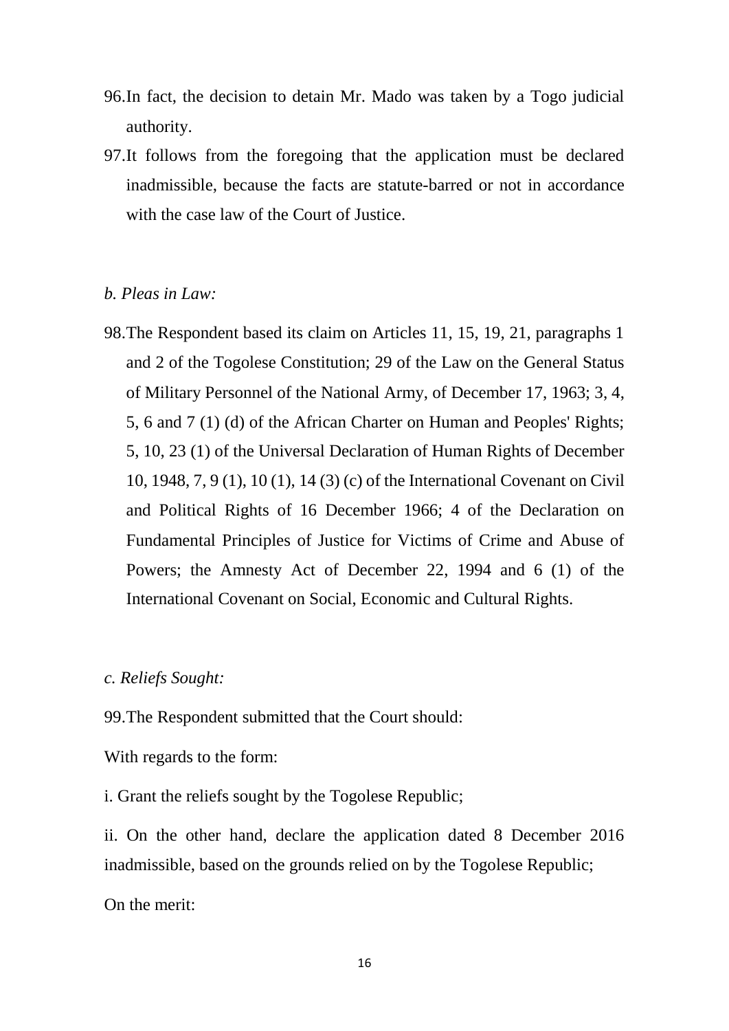96. In fact, the decision to detain Mr. Mado was taken by a Togo judicial authority.

97. It follows from the foregoing that the application must be declared inadmissible, because the facts are statute-barred or not in accordance with the case law of the Court of Justice.

*b. Pleas in Law:*

98. The Respondent based its claim on Articles 11, 15, 19, 21, paragraphs 1 and 2 of the Togolese Constitution; 29 of the Law on the General Status of Military Personnel of the National Army, of December 17, 1963; 3, 4, 5, 6 and 7 (1) (d) of the African Charter on Human and Peoples' Rights; 5, 10, 23 (1) of the Universal Declaration of Human Rights of December 10, 1948, 7, 9 (1), 10 (1), 14 (3) (c) of the International Covenant on Civil and Political Rights of 16 December 1966; 4 of the Declaration on Fundamental Principles of Justice for Victims of Crime and Abuse of Powers; the Amnesty Act of December 22, 1994 and 6 (1) of the International Covenant on Social, Economic and Cultural Rights.

*c. Reliefs Sought:*

99. The Respondent submitted that the Court should:

With regards to the form:

i. Grant the reliefs sought by the Togolese Republic;

ii. On the other hand, declare the application dated 8 December 2016 inadmissible, based on the grounds relied on by the Togolese Republic;

On the merit: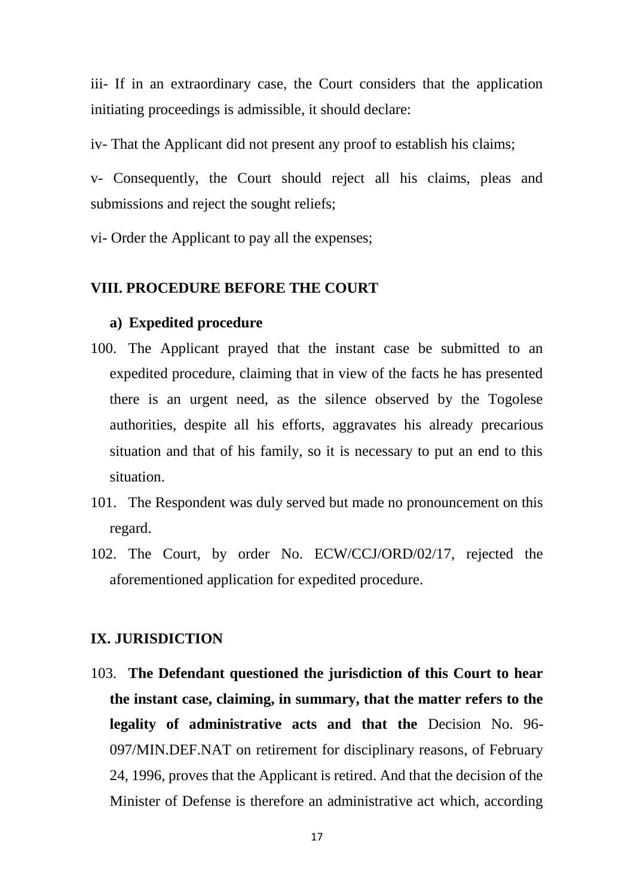iii- If in an extraordinary case, the Court considers that the application initiating proceedings is admissible, it should declare:

iv- That the Applicant did not present any proof to establish his claims;

v- Consequently, the Court should reject all his claims, pleas and submissions and reject the sought reliefs;

vi- Order the Applicant to pay all the expenses;

## VIII. PROCEDURE BEFORE THE COURT

### a) Expedited procedure

100. The Applicant prayed that the instant case be submitted to an expedited procedure, claiming that in view of the facts he has presented there is an urgent need, as the silence observed by the Togolese authorities, despite all his efforts, aggravates his already precarious situation and that of his family, so it is necessary to put an end to this situation.

101. The Respondent was duly served but made no pronouncement on this regard.

102. The Court, by order No. ECW/CCJ/ORD/02/17, rejected the aforementioned application for expedited procedure.

## IX. JURISDICTION

103. **The Defendant questioned the jurisdiction of this Court to hear the instant case, claiming, in summary, that the matter refers to the legality of administrative acts and that the** Decision No. 96-097/MIN.DEF.NAT on retirement for disciplinary reasons, of February 24, 1996, proves that the Applicant is retired. And that the decision of the Minister of Defense is therefore an administrative act which, according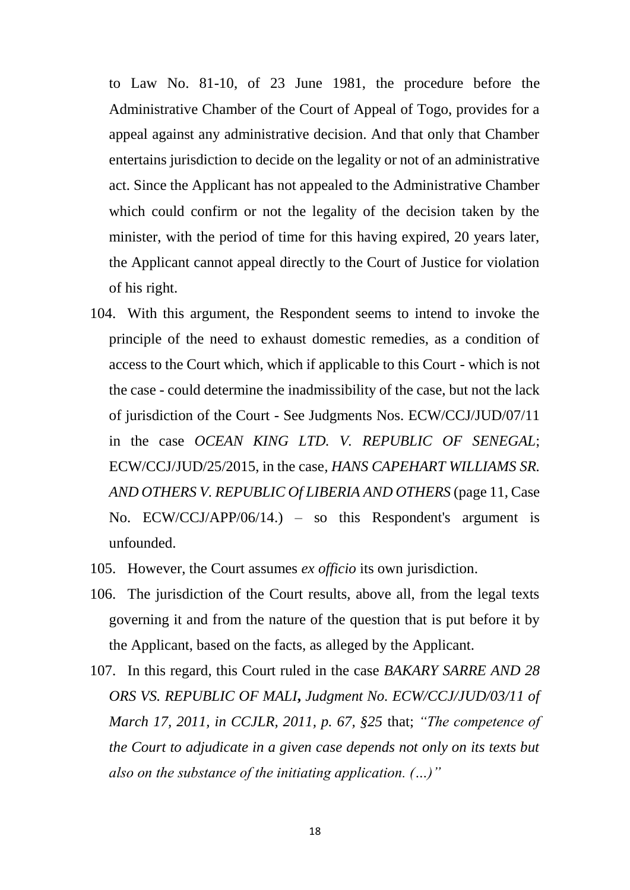to Law No. 81-10, of 23 June 1981, the procedure before the Administrative Chamber of the Court of Appeal of Togo, provides for a appeal against any administrative decision. And that only that Chamber entertains jurisdiction to decide on the legality or not of an administrative act. Since the Applicant has not appealed to the Administrative Chamber which could confirm or not the legality of the decision taken by the minister, with the period of time for this having expired, 20 years later, the Applicant cannot appeal directly to the Court of Justice for violation of his right.

104. With this argument, the Respondent seems to intend to invoke the principle of the need to exhaust domestic remedies, as a condition of access to the Court which, which if applicable to this Court - which is not the case - could determine the inadmissibility of the case, but not the lack of jurisdiction of the Court - See Judgments Nos. ECW/CCJ/JUD/07/11 in the case *OCEAN KING LTD. V. REPUBLIC OF SENEGAL*; ECW/CCJ/JUD/25/2015, in the case, *HANS CAPEHART WILLIAMS SR. AND OTHERS V. REPUBLIC Of LIBERIA AND OTHERS* (page 11, Case No. ECW/CCJ/APP/06/14.) – so this Respondent's argument is unfounded.

105. However, the Court assumes *ex officio* its own jurisdiction.

106. The jurisdiction of the Court results, above all, from the legal texts governing it and from the nature of the question that is put before it by the Applicant, based on the facts, as alleged by the Applicant.

107. In this regard, this Court ruled in the case *BAKARY SARRE AND 28 ORS VS. REPUBLIC OF MALI***,** *Judgment No. ECW/CCJ/JUD/03/11 of March 17, 2011, in CCJLR, 2011, p. 67, §25* that; *"The competence of the Court to adjudicate in a given case depends not only on its texts but also on the substance of the initiating application. (…)"*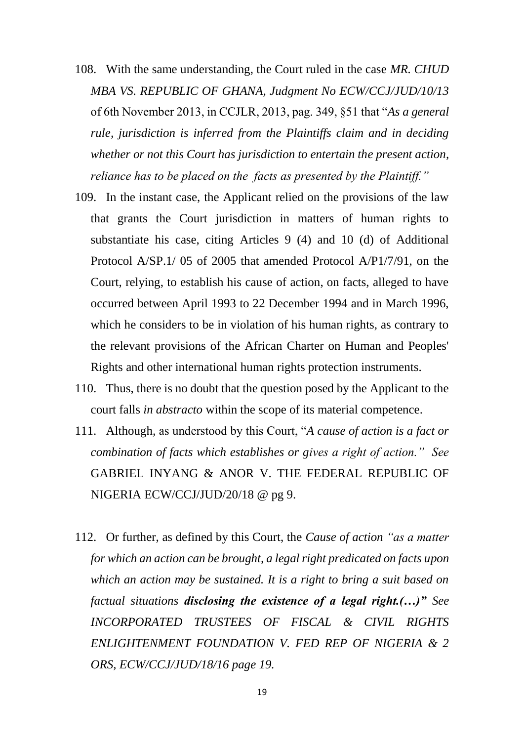108. With the same understanding, the Court ruled in the case *MR. CHUD MBA VS. REPUBLIC OF GHANA, Judgment No ECW/CCJ/JUD/10/13* of 6th November 2013, in CCJLR, 2013, pag. 349, §51 that "*As a general rule, jurisdiction is inferred from the Plaintiffs claim and in deciding whether or not this Court has jurisdiction to entertain the present action, reliance has to be placed on the facts as presented by the Plaintiff.*"

109. In the instant case, the Applicant relied on the provisions of the law that grants the Court jurisdiction in matters of human rights to substantiate his case, citing Articles 9 (4) and 10 (d) of Additional Protocol A/SP.1/ 05 of 2005 that amended Protocol A/P1/7/91, on the Court, relying, to establish his cause of action, on facts, alleged to have occurred between April 1993 to 22 December 1994 and in March 1996, which he considers to be in violation of his human rights, as contrary to the relevant provisions of the African Charter on Human and Peoples' Rights and other international human rights protection instruments.

110. Thus, there is no doubt that the question posed by the Applicant to the court falls *in abstracto* within the scope of its material competence.

111. Although, as understood by this Court, "*A cause of action is a fact or combination of facts which establishes or gives a right of action." See* GABRIEL INYANG & ANOR V. THE FEDERAL REPUBLIC OF NIGERIA ECW/CCJ/JUD/20/18 @ pg 9.

112. Or further, as defined by this Court, the *Cause of action "as a matter for which an action can be brought, a legal right predicated on facts upon which an action may be sustained. It is a right to bring a suit based on factual situations **disclosing the existence of a legal right.(…)"** See INCORPORATED TRUSTEES OF FISCAL & CIVIL RIGHTS ENLIGHTENMENT FOUNDATION V. FED REP OF NIGERIA & 2 ORS, ECW/CCJ/JUD/18/16 page 19.*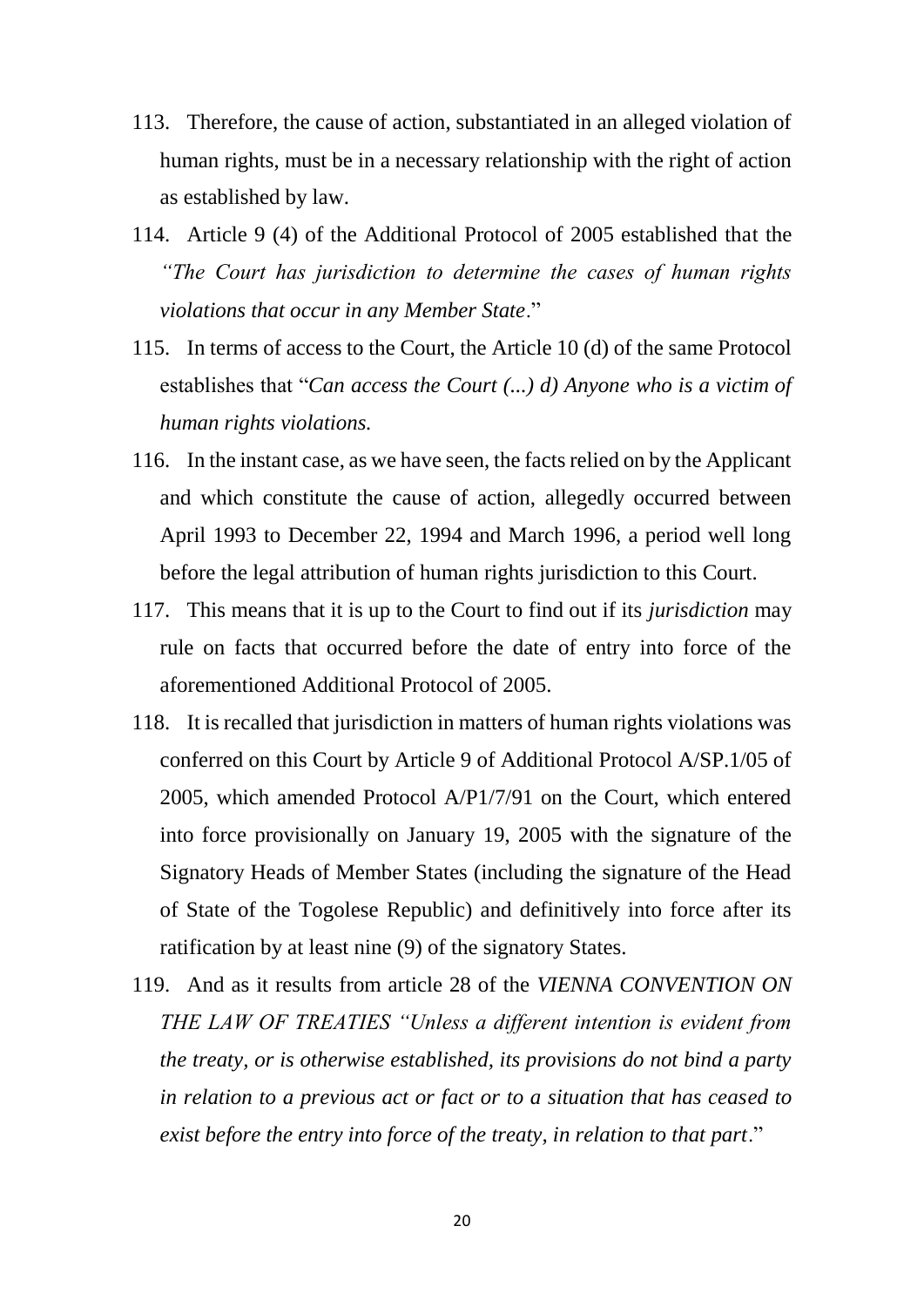113. Therefore, the cause of action, substantiated in an alleged violation of human rights, must be in a necessary relationship with the right of action as established by law.

114. Article 9 (4) of the Additional Protocol of 2005 established that the *"The Court has jurisdiction to determine the cases of human rights violations that occur in any Member State*."

115. In terms of access to the Court, the Article 10 (d) of the same Protocol establishes that "*Can access the Court (...) d) Anyone who is a victim of human rights violations.*

116. In the instant case, as we have seen, the facts relied on by the Applicant and which constitute the cause of action, allegedly occurred between April 1993 to December 22, 1994 and March 1996, a period well long before the legal attribution of human rights jurisdiction to this Court.

117. This means that it is up to the Court to find out if its *jurisdiction* may rule on facts that occurred before the date of entry into force of the aforementioned Additional Protocol of 2005.

118. It is recalled that jurisdiction in matters of human rights violations was conferred on this Court by Article 9 of Additional Protocol A/SP.1/05 of 2005, which amended Protocol A/P1/7/91 on the Court, which entered into force provisionally on January 19, 2005 with the signature of the Signatory Heads of Member States (including the signature of the Head of State of the Togolese Republic) and definitively into force after its ratification by at least nine (9) of the signatory States.

119. And as it results from article 28 of the *VIENNA CONVENTION ON THE LAW OF TREATIES "Unless a different intention is evident from the treaty, or is otherwise established, its provisions do not bind a party in relation to a previous act or fact or to a situation that has ceased to exist before the entry into force of the treaty, in relation to that part*."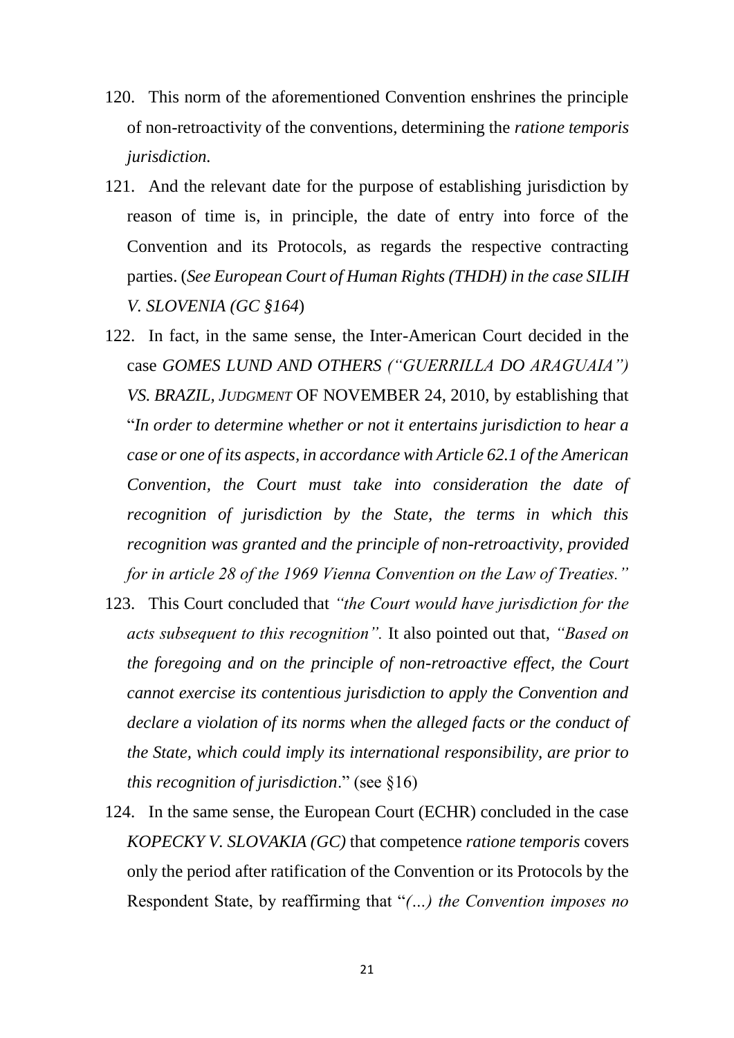120. This norm of the aforementioned Convention enshrines the principle of non-retroactivity of the conventions, determining the *ratione temporis jurisdiction.*

121. And the relevant date for the purpose of establishing jurisdiction by reason of time is, in principle, the date of entry into force of the Convention and its Protocols, as regards the respective contracting parties. (*See European Court of Human Rights (THDH) in the case SILIH V. SLOVENIA (GC §164*)

122. In fact, in the same sense, the Inter-American Court decided in the case *GOMES LUND AND OTHERS ("GUERRILLA DO ARAGUAIA") VS. BRAZIL, JUDGMENT* OF NOVEMBER 24, 2010, by establishing that "*In order to determine whether or not it entertains jurisdiction to hear a case or one of its aspects, in accordance with Article 62.1 of the American Convention, the Court must take into consideration the date of recognition of jurisdiction by the State, the terms in which this recognition was granted and the principle of non-retroactivity, provided for in article 28 of the 1969 Vienna Convention on the Law of Treaties."*

123. This Court concluded that *"the Court would have jurisdiction for the acts subsequent to this recognition".* It also pointed out that, *"Based on the foregoing and on the principle of non-retroactive effect, the Court cannot exercise its contentious jurisdiction to apply the Convention and declare a violation of its norms when the alleged facts or the conduct of the State, which could imply its international responsibility, are prior to this recognition of jurisdiction*." (see §16)

124. In the same sense, the European Court (ECHR) concluded in the case *KOPECKY V. SLOVAKIA (GC)* that competence *ratione temporis* covers only the period after ratification of the Convention or its Protocols by the Respondent State, by reaffirming that "*(...) the Convention imposes no*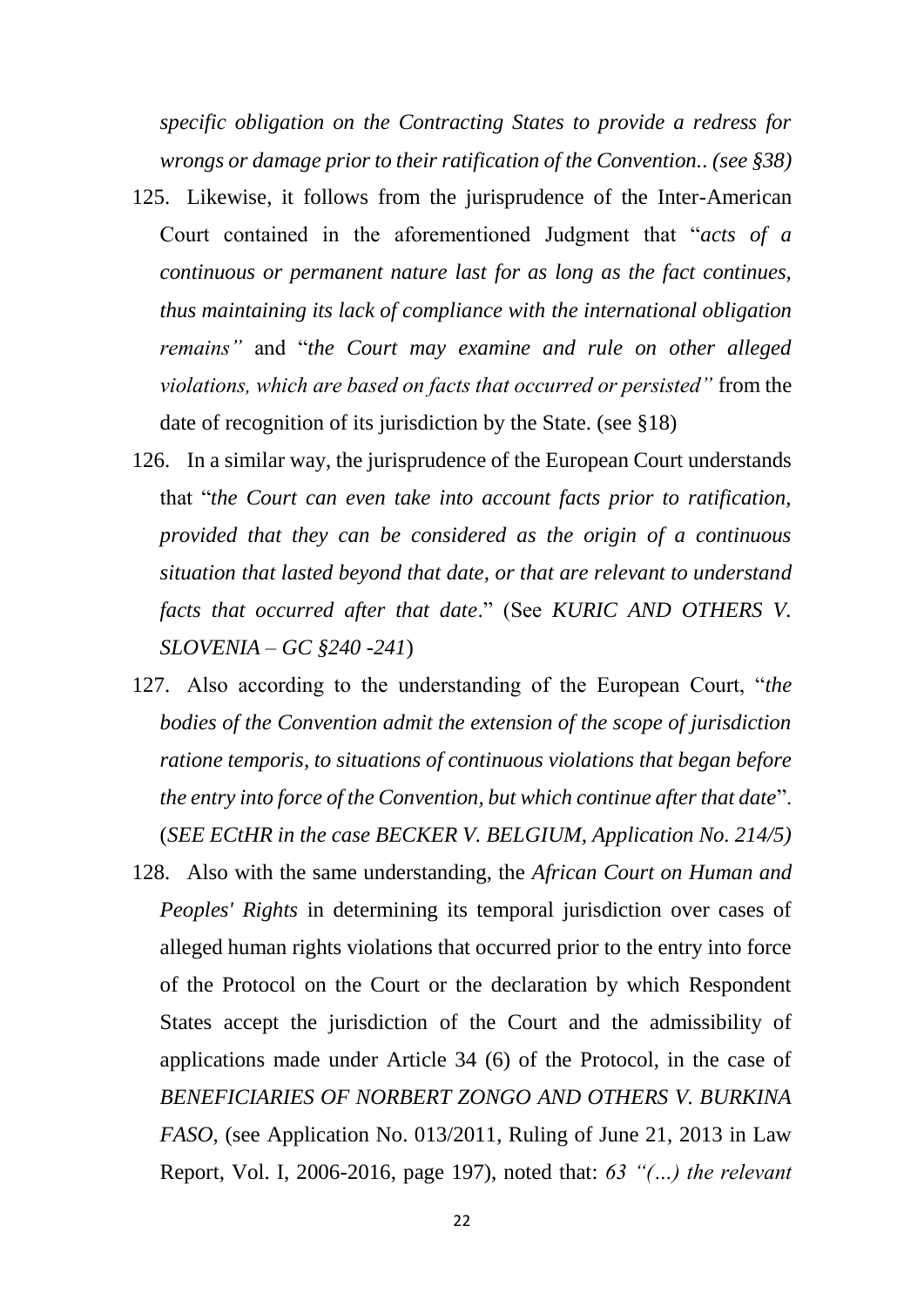*specific obligation on the Contracting States to provide a redress for wrongs or damage prior to their ratification of the Convention.. (see §38)*

125. Likewise, it follows from the jurisprudence of the Inter-American Court contained in the aforementioned Judgment that "*acts of a continuous or permanent nature last for as long as the fact continues, thus maintaining its lack of compliance with the international obligation remains*" and "*the Court may examine and rule on other alleged violations, which are based on facts that occurred or persisted*" from the date of recognition of its jurisdiction by the State. (see §18)

126. In a similar way, the jurisprudence of the European Court understands that "*the Court can even take into account facts prior to ratification, provided that they can be considered as the origin of a continuous situation that lasted beyond that date, or that are relevant to understand facts that occurred after that date*." (See *KURIC AND OTHERS V. SLOVENIA – GC §240 -241*)

127. Also according to the understanding of the European Court, "*the bodies of the Convention admit the extension of the scope of jurisdiction ratione temporis, to situations of continuous violations that began before the entry into force of the Convention, but which continue after that date*". (*SEE ECtHR in the case BECKER V. BELGIUM, Application No. 214/5)*

128. Also with the same understanding, the *African Court on Human and Peoples' Rights* in determining its temporal jurisdiction over cases of alleged human rights violations that occurred prior to the entry into force of the Protocol on the Court or the declaration by which Respondent States accept the jurisdiction of the Court and the admissibility of applications made under Article 34 (6) of the Protocol, in the case of *BENEFICIARIES OF NORBERT ZONGO AND OTHERS V. BURKINA FASO*, (see Application No. 013/2011, Ruling of June 21, 2013 in Law Report, Vol. I, 2006-2016, page 197), noted that: *63 "(...) the relevant*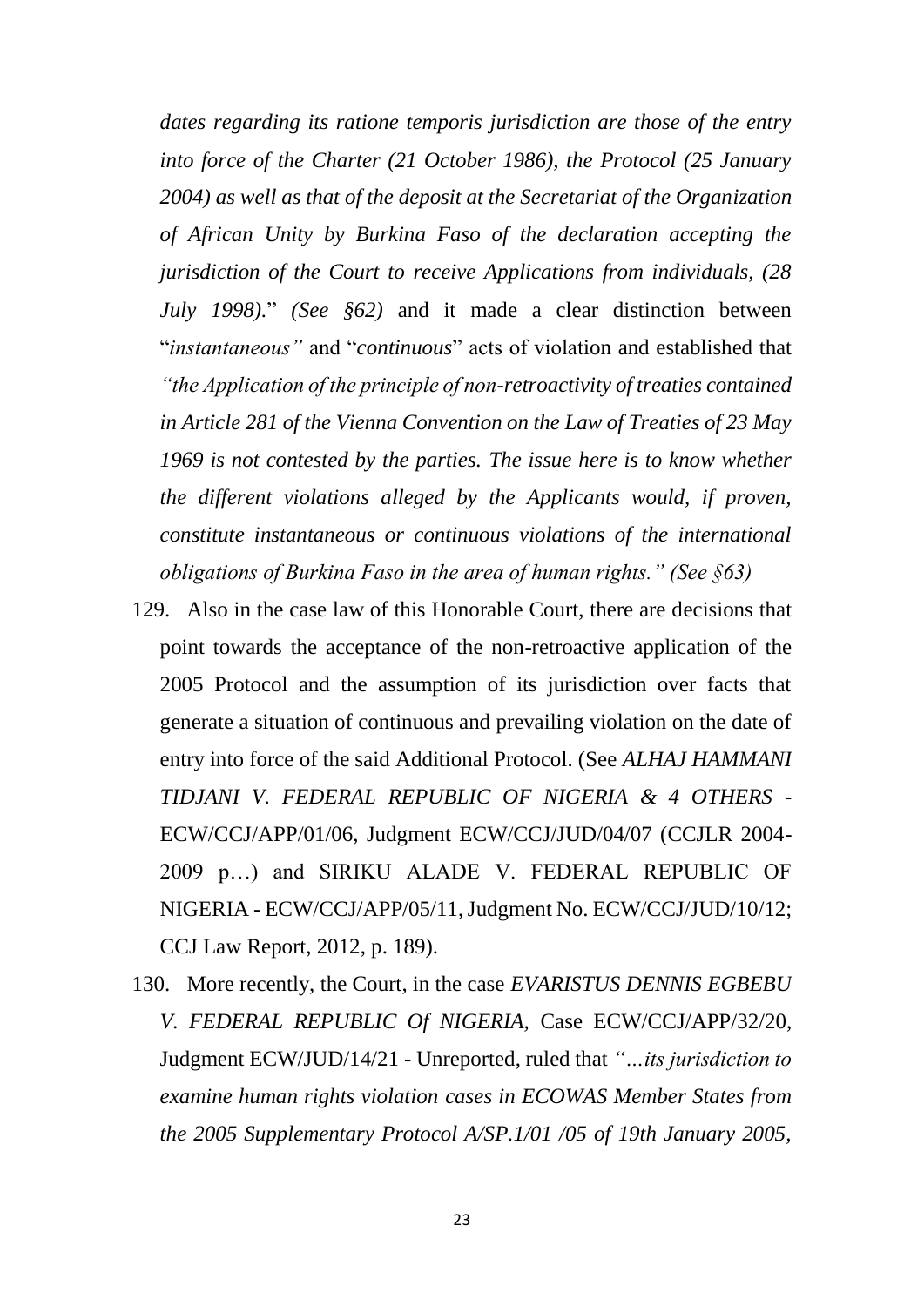*dates regarding its ratione temporis jurisdiction are those of the entry into force of the Charter (21 October 1986), the Protocol (25 January 2004) as well as that of the deposit at the Secretariat of the Organization of African Unity by Burkina Faso of the declaration accepting the jurisdiction of the Court to receive Applications from individuals, (28 July 1998).*" *(See §62)* and it made a clear distinction between "*instantaneous"* and "*continuous*" acts of violation and established that *"the Application of the principle of non-retroactivity of treaties contained in Article 281 of the Vienna Convention on the Law of Treaties of 23 May 1969 is not contested by the parties. The issue here is to know whether the different violations alleged by the Applicants would, if proven, constitute instantaneous or continuous violations of the international obligations of Burkina Faso in the area of human rights." (See §63)*

129. Also in the case law of this Honorable Court, there are decisions that point towards the acceptance of the non-retroactive application of the 2005 Protocol and the assumption of its jurisdiction over facts that generate a situation of continuous and prevailing violation on the date of entry into force of the said Additional Protocol. (See *ALHAJ HAMMANI TIDJANI V. FEDERAL REPUBLIC OF NIGERIA & 4 OTHERS* - ECW/CCJ/APP/01/06, Judgment ECW/CCJ/JUD/04/07 (CCJLR 2004-2009 p…) and SIRIKU ALADE V. FEDERAL REPUBLIC OF NIGERIA - ECW/CCJ/APP/05/11, Judgment No. ECW/CCJ/JUD/10/12; CCJ Law Report, 2012, p. 189).

130. More recently, the Court, in the case *EVARISTUS DENNIS EGBEBU V. FEDERAL REPUBLIC Of NIGERIA*, Case ECW/CCJ/APP/32/20, Judgment ECW/JUD/14/21 - Unreported, ruled that *"…its jurisdiction to examine human rights violation cases in ECOWAS Member States from the 2005 Supplementary Protocol A/SP.1/01 /05 of 19th January 2005,*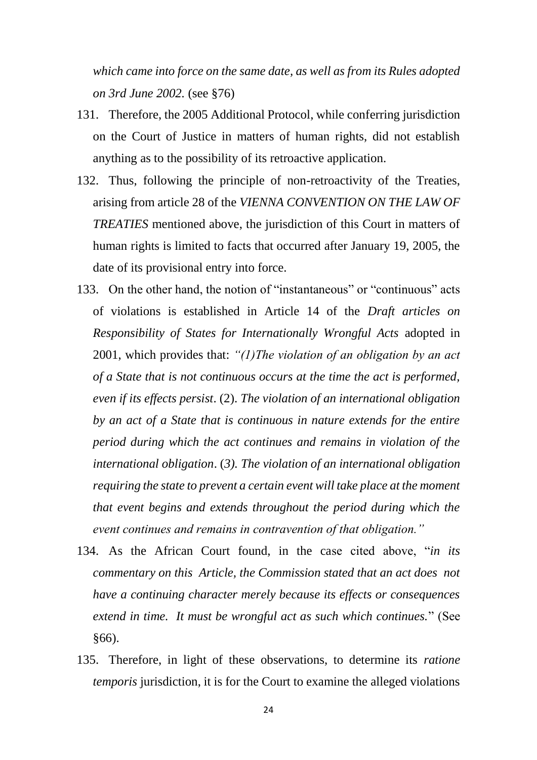*which came into force on the same date, as well as from its Rules adopted on 3rd June 2002.* (see §76)

131. Therefore, the 2005 Additional Protocol, while conferring jurisdiction on the Court of Justice in matters of human rights, did not establish anything as to the possibility of its retroactive application.

132. Thus, following the principle of non-retroactivity of the Treaties, arising from article 28 of the *VIENNA CONVENTION ON THE LAW OF TREATIES* mentioned above, the jurisdiction of this Court in matters of human rights is limited to facts that occurred after January 19, 2005, the date of its provisional entry into force.

133. On the other hand, the notion of "instantaneous" or "continuous" acts of violations is established in Article 14 of the *Draft articles on Responsibility of States for Internationally Wrongful Acts* adopted in 2001, which provides that: *"(1)The violation of an obligation by an act of a State that is not continuous occurs at the time the act is performed, even if its effects persist*. (2). *The violation of an international obligation by an act of a State that is continuous in nature extends for the entire period during which the act continues and remains in violation of the international obligation*. (*3). The violation of an international obligation requiring the state to prevent a certain event will take place at the moment that event begins and extends throughout the period during which the event continues and remains in contravention of that obligation."*

134. As the African Court found, in the case cited above, "*in its commentary on this Article, the Commission stated that an act does not have a continuing character merely because its effects or consequences extend in time. It must be wrongful act as such which continues.*" (See §66).

135. Therefore, in light of these observations, to determine its *ratione temporis* jurisdiction, it is for the Court to examine the alleged violations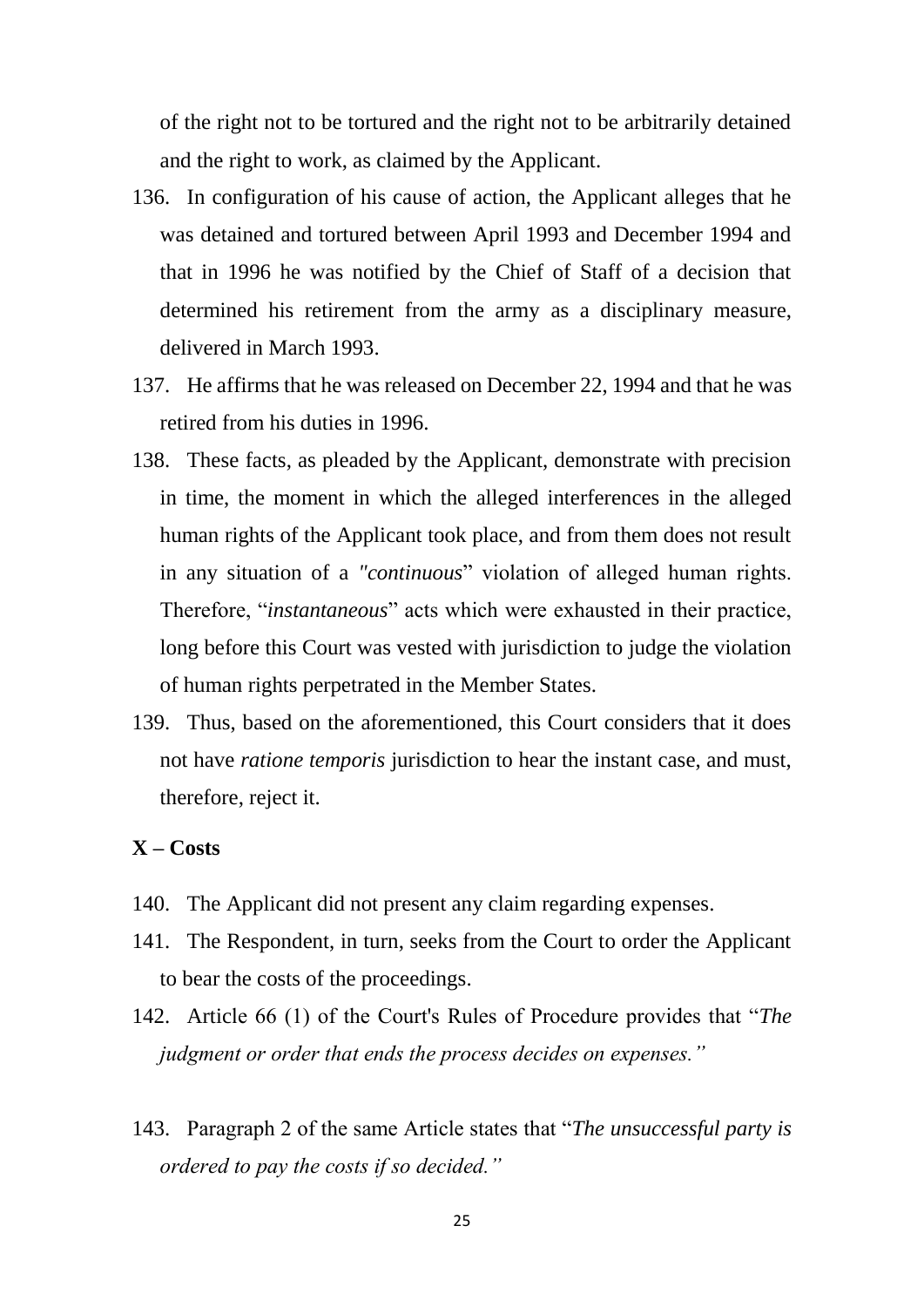of the right not to be tortured and the right not to be arbitrarily detained and the right to work, as claimed by the Applicant.

136. In configuration of his cause of action, the Applicant alleges that he was detained and tortured between April 1993 and December 1994 and that in 1996 he was notified by the Chief of Staff of a decision that determined his retirement from the army as a disciplinary measure, delivered in March 1993.

137. He affirms that he was released on December 22, 1994 and that he was retired from his duties in 1996.

138. These facts, as pleaded by the Applicant, demonstrate with precision in time, the moment in which the alleged interferences in the alleged human rights of the Applicant took place, and from them does not result in any situation of a *"continuous*" violation of alleged human rights. Therefore, "*instantaneous*" acts which were exhausted in their practice, long before this Court was vested with jurisdiction to judge the violation of human rights perpetrated in the Member States.

139. Thus, based on the aforementioned, this Court considers that it does not have *ratione temporis* jurisdiction to hear the instant case, and must, therefore, reject it.

## X – Costs

140. The Applicant did not present any claim regarding expenses.

141. The Respondent, in turn, seeks from the Court to order the Applicant to bear the costs of the proceedings.

142. Article 66 (1) of the Court's Rules of Procedure provides that "*The judgment or order that ends the process decides on expenses.*"

143. Paragraph 2 of the same Article states that "*The unsuccessful party is ordered to pay the costs if so decided.*"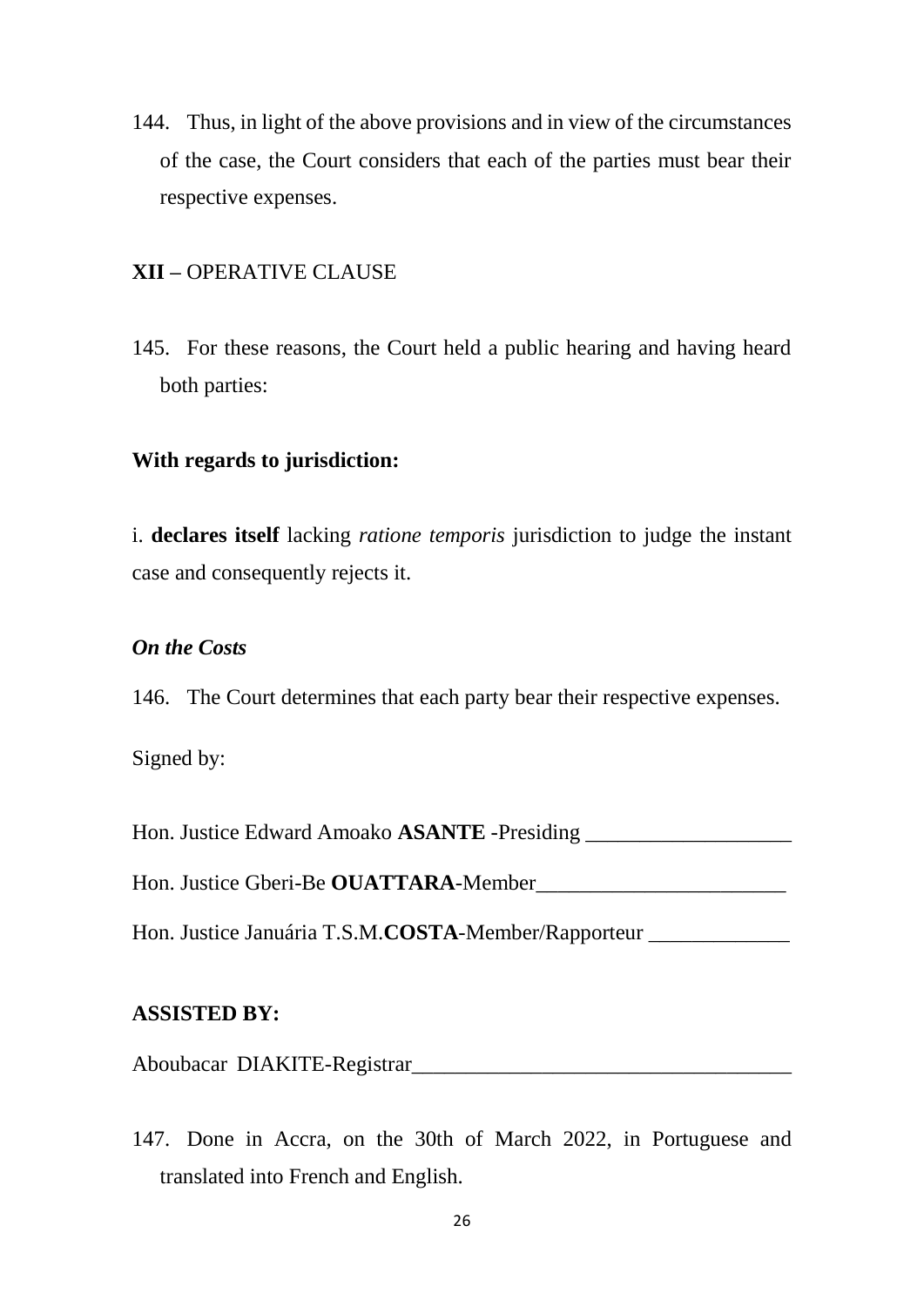144. Thus, in light of the above provisions and in view of the circumstances of the case, the Court considers that each of the parties must bear their respective expenses.

## XII – OPERATIVE CLAUSE

145. For these reasons, the Court held a public hearing and having heard both parties:

**With regards to jurisdiction:**

i. **declares itself** lacking *ratione temporis* jurisdiction to judge the instant case and consequently rejects it.

***On the Costs***

146. The Court determines that each party bear their respective expenses.

Signed by:

Hon. Justice Edward Amoako **ASANTE** -Presiding ___________________

Hon. Justice Gberi-Be **OUATTARA**-Member_______________________

Hon. Justice Januária T.S.M.**COSTA**-Member/Rapporteur _____________

**ASSISTED BY:**

Aboubacar DIAKITE-Registrar___________________________________

147. Done in Accra, on the 30th of March 2022, in Portuguese and translated into French and English.